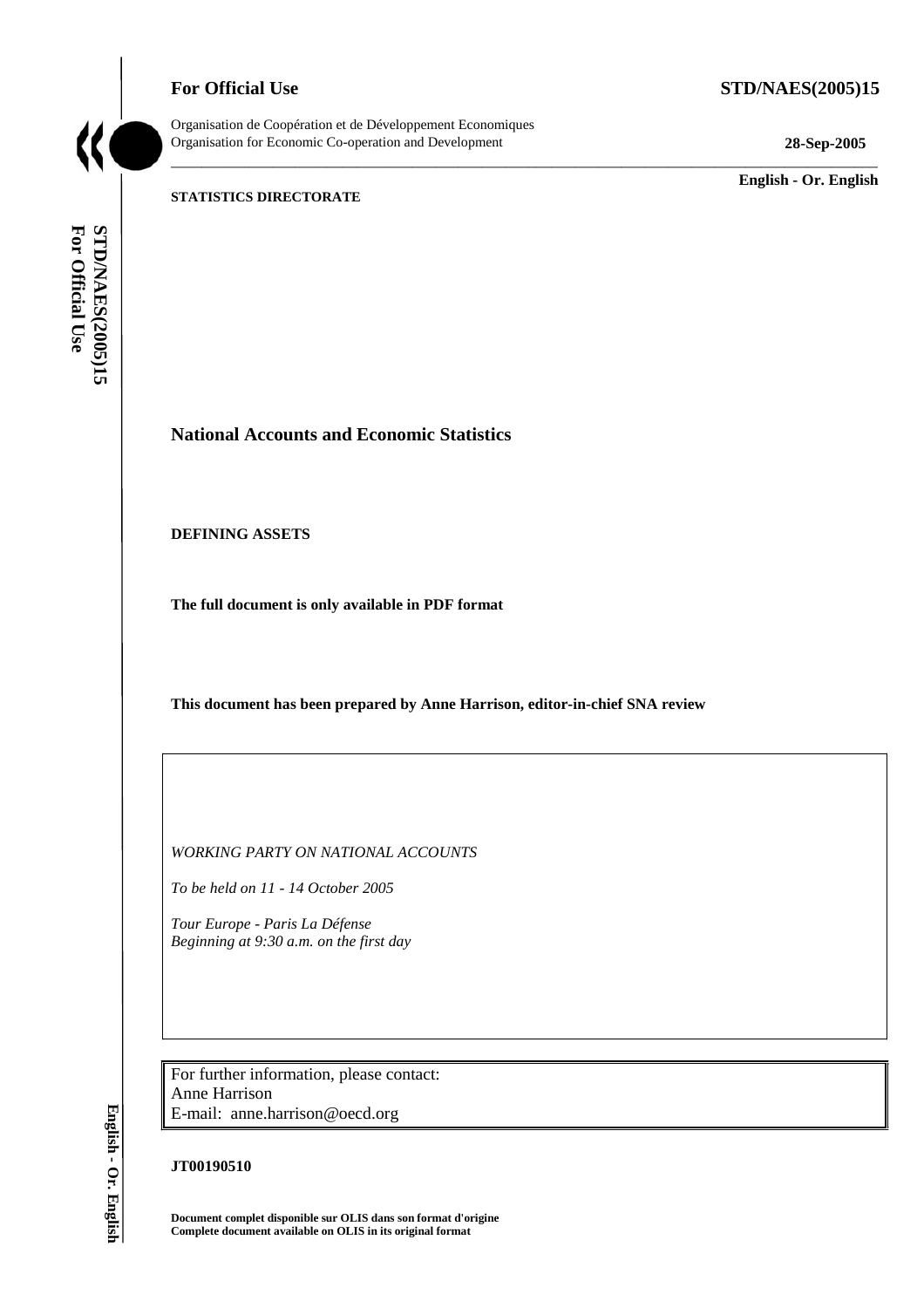**For Official Use** **STD/NAES(2005)15**

Organisation de Coopération et de Développement Economiques
Organisation for Economic Co-operation and Development

**28-Sep-2005**

**English - Or. English**

**STATISTICS DIRECTORATE**

# National Accounts and Economic Statistics

**DEFINING ASSETS**

**The full document is only available in PDF format**

**This document has been prepared by Anne Harrison, editor-in-chief SNA review**

*WORKING PARTY ON NATIONAL ACCOUNTS*

*To be held on 11 - 14 October 2005*

*Tour Europe - Paris La Défense*
*Beginning at 9:30 a.m. on the first day*

For further information, please contact:
Anne Harrison
E-mail: anne.harrison@oecd.org

**JT00190510**

**Document complet disponible sur OLIS dans son format d'origine**
**Complete document available on OLIS in its original format**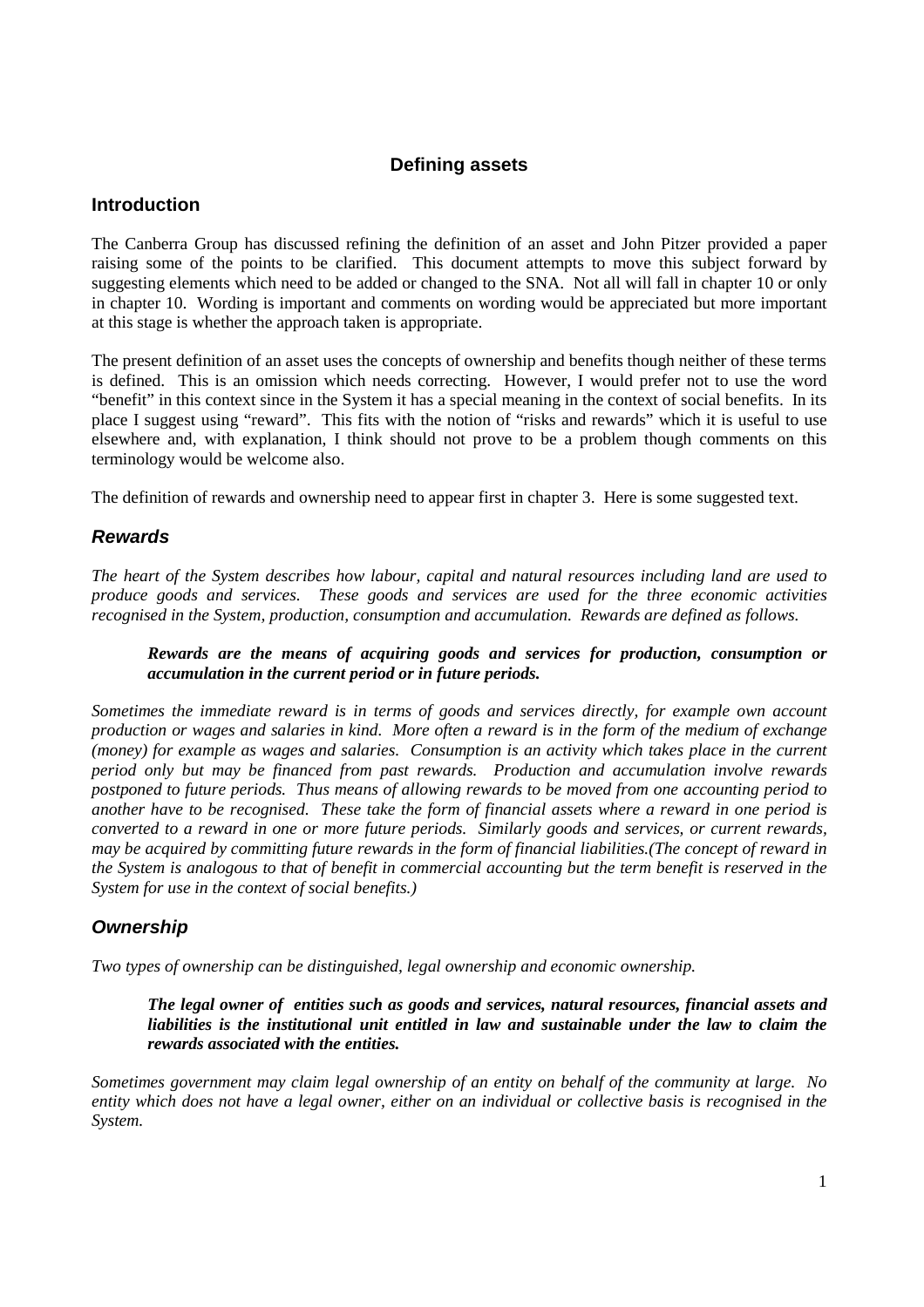## Defining assets

### Introduction

The Canberra Group has discussed refining the definition of an asset and John Pitzer provided a paper raising some of the points to be clarified. This document attempts to move this subject forward by suggesting elements which need to be added or changed to the SNA. Not all will fall in chapter 10 or only in chapter 10. Wording is important and comments on wording would be appreciated but more important at this stage is whether the approach taken is appropriate.

The present definition of an asset uses the concepts of ownership and benefits though neither of these terms is defined. This is an omission which needs correcting. However, I would prefer not to use the word "benefit" in this context since in the System it has a special meaning in the context of social benefits. In its place I suggest using "reward". This fits with the notion of "risks and rewards" which it is useful to use elsewhere and, with explanation, I think should not prove to be a problem though comments on this terminology would be welcome also.

The definition of rewards and ownership need to appear first in chapter 3. Here is some suggested text.

### *Rewards*

*The heart of the System describes how labour, capital and natural resources including land are used to produce goods and services. These goods and services are used for the three economic activities recognised in the System, production, consumption and accumulation. Rewards are defined as follows.*

> ***Rewards are the means of acquiring goods and services for production, consumption or accumulation in the current period or in future periods.***

*Sometimes the immediate reward is in terms of goods and services directly, for example own account production or wages and salaries in kind. More often a reward is in the form of the medium of exchange (money) for example as wages and salaries. Consumption is an activity which takes place in the current period only but may be financed from past rewards. Production and accumulation involve rewards postponed to future periods. Thus means of allowing rewards to be moved from one accounting period to another have to be recognised. These take the form of financial assets where a reward in one period is converted to a reward in one or more future periods. Similarly goods and services, or current rewards, may be acquired by committing future rewards in the form of financial liabilities.(The concept of reward in the System is analogous to that of benefit in commercial accounting but the term benefit is reserved in the System for use in the context of social benefits.)*

### *Ownership*

*Two types of ownership can be distinguished, legal ownership and economic ownership.*

> ***The legal owner of entities such as goods and services, natural resources, financial assets and liabilities is the institutional unit entitled in law and sustainable under the law to claim the rewards associated with the entities.***

*Sometimes government may claim legal ownership of an entity on behalf of the community at large. No entity which does not have a legal owner, either on an individual or collective basis is recognised in the System.*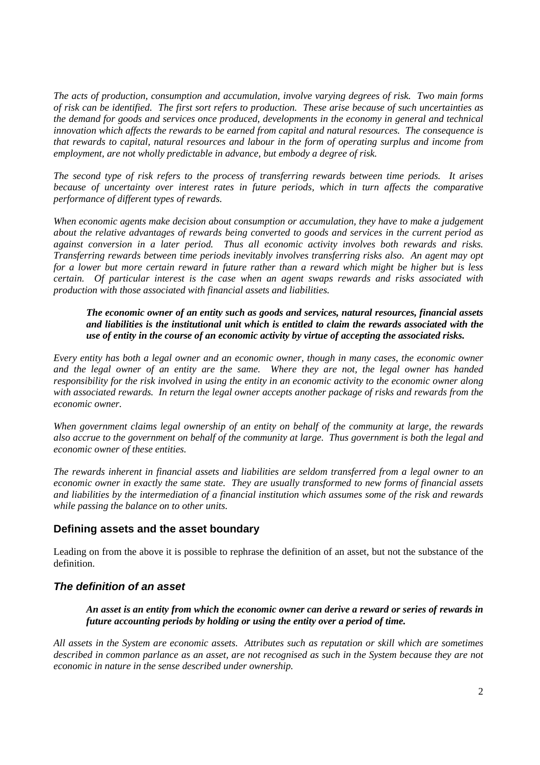*The acts of production, consumption and accumulation, involve varying degrees of risk. Two main forms of risk can be identified. The first sort refers to production. These arise because of such uncertainties as the demand for goods and services once produced, developments in the economy in general and technical innovation which affects the rewards to be earned from capital and natural resources. The consequence is that rewards to capital, natural resources and labour in the form of operating surplus and income from employment, are not wholly predictable in advance, but embody a degree of risk.*

*The second type of risk refers to the process of transferring rewards between time periods. It arises because of uncertainty over interest rates in future periods, which in turn affects the comparative performance of different types of rewards.*

*When economic agents make decision about consumption or accumulation, they have to make a judgement about the relative advantages of rewards being converted to goods and services in the current period as against conversion in a later period. Thus all economic activity involves both rewards and risks. Transferring rewards between time periods inevitably involves transferring risks also. An agent may opt for a lower but more certain reward in future rather than a reward which might be higher but is less certain. Of particular interest is the case when an agent swaps rewards and risks associated with production with those associated with financial assets and liabilities.*

> ***The economic owner of an entity such as goods and services, natural resources, financial assets and liabilities is the institutional unit which is entitled to claim the rewards associated with the use of entity in the course of an economic activity by virtue of accepting the associated risks.***

*Every entity has both a legal owner and an economic owner, though in many cases, the economic owner and the legal owner of an entity are the same. Where they are not, the legal owner has handed responsibility for the risk involved in using the entity in an economic activity to the economic owner along with associated rewards. In return the legal owner accepts another package of risks and rewards from the economic owner.*

*When government claims legal ownership of an entity on behalf of the community at large, the rewards also accrue to the government on behalf of the community at large. Thus government is both the legal and economic owner of these entities.*

*The rewards inherent in financial assets and liabilities are seldom transferred from a legal owner to an economic owner in exactly the same state. They are usually transformed to new forms of financial assets and liabilities by the intermediation of a financial institution which assumes some of the risk and rewards while passing the balance on to other units.*

## Defining assets and the asset boundary

Leading on from the above it is possible to rephrase the definition of an asset, but not the substance of the definition.

### *The definition of an asset*

> ***An asset is an entity from which the economic owner can derive a reward or series of rewards in future accounting periods by holding or using the entity over a period of time.***

*All assets in the System are economic assets. Attributes such as reputation or skill which are sometimes described in common parlance as an asset, are not recognised as such in the System because they are not economic in nature in the sense described under ownership.*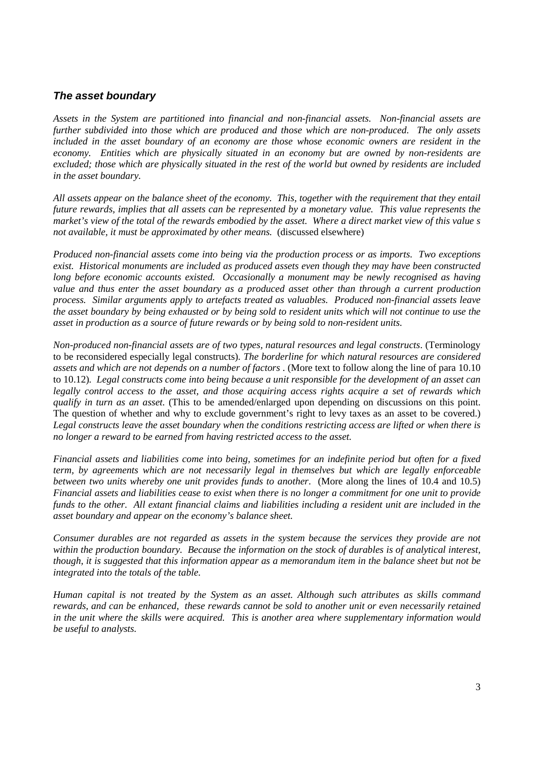### ***The asset boundary***

*Assets in the System are partitioned into financial and non-financial assets. Non-financial assets are further subdivided into those which are produced and those which are non-produced. The only assets included in the asset boundary of an economy are those whose economic owners are resident in the economy. Entities which are physically situated in an economy but are owned by non-residents are excluded; those which are physically situated in the rest of the world but owned by residents are included in the asset boundary.*

*All assets appear on the balance sheet of the economy. This, together with the requirement that they entail future rewards, implies that all assets can be represented by a monetary value. This value represents the market's view of the total of the rewards embodied by the asset. Where a direct market view of this value s not available, it must be approximated by other means.* (discussed elsewhere)

*Produced non-financial assets come into being via the production process or as imports. Two exceptions exist. Historical monuments are included as produced assets even though they may have been constructed long before economic accounts existed. Occasionally a monument may be newly recognised as having value and thus enter the asset boundary as a produced asset other than through a current production process. Similar arguments apply to artefacts treated as valuables. Produced non-financial assets leave the asset boundary by being exhausted or by being sold to resident units which will not continue to use the asset in production as a source of future rewards or by being sold to non-resident units.*

*Non-produced non-financial assets are of two types, natural resources and legal constructs*. (Terminology to be reconsidered especially legal constructs). *The borderline for which natural resources are considered assets and which are not depends on a number of factors* . (More text to follow along the line of para 10.10 to 10.12). *Legal constructs come into being because a unit responsible for the development of an asset can legally control access to the asset, and those acquiring access rights acquire a set of rewards which qualify in turn as an asset.* (This to be amended/enlarged upon depending on discussions on this point. The question of whether and why to exclude government's right to levy taxes as an asset to be covered.) *Legal constructs leave the asset boundary when the conditions restricting access are lifted or when there is no longer a reward to be earned from having restricted access to the asset.*

*Financial assets and liabilities come into being, sometimes for an indefinite period but often for a fixed term, by agreements which are not necessarily legal in themselves but which are legally enforceable between two units whereby one unit provides funds to another*. (More along the lines of 10.4 and 10.5) *Financial assets and liabilities cease to exist when there is no longer a commitment for one unit to provide funds to the other. All extant financial claims and liabilities including a resident unit are included in the asset boundary and appear on the economy's balance sheet.*

*Consumer durables are not regarded as assets in the system because the services they provide are not within the production boundary. Because the information on the stock of durables is of analytical interest, though, it is suggested that this information appear as a memorandum item in the balance sheet but not be integrated into the totals of the table.*

*Human capital is not treated by the System as an asset. Although such attributes as skills command rewards, and can be enhanced, these rewards cannot be sold to another unit or even necessarily retained in the unit where the skills were acquired. This is another area where supplementary information would be useful to analysts.*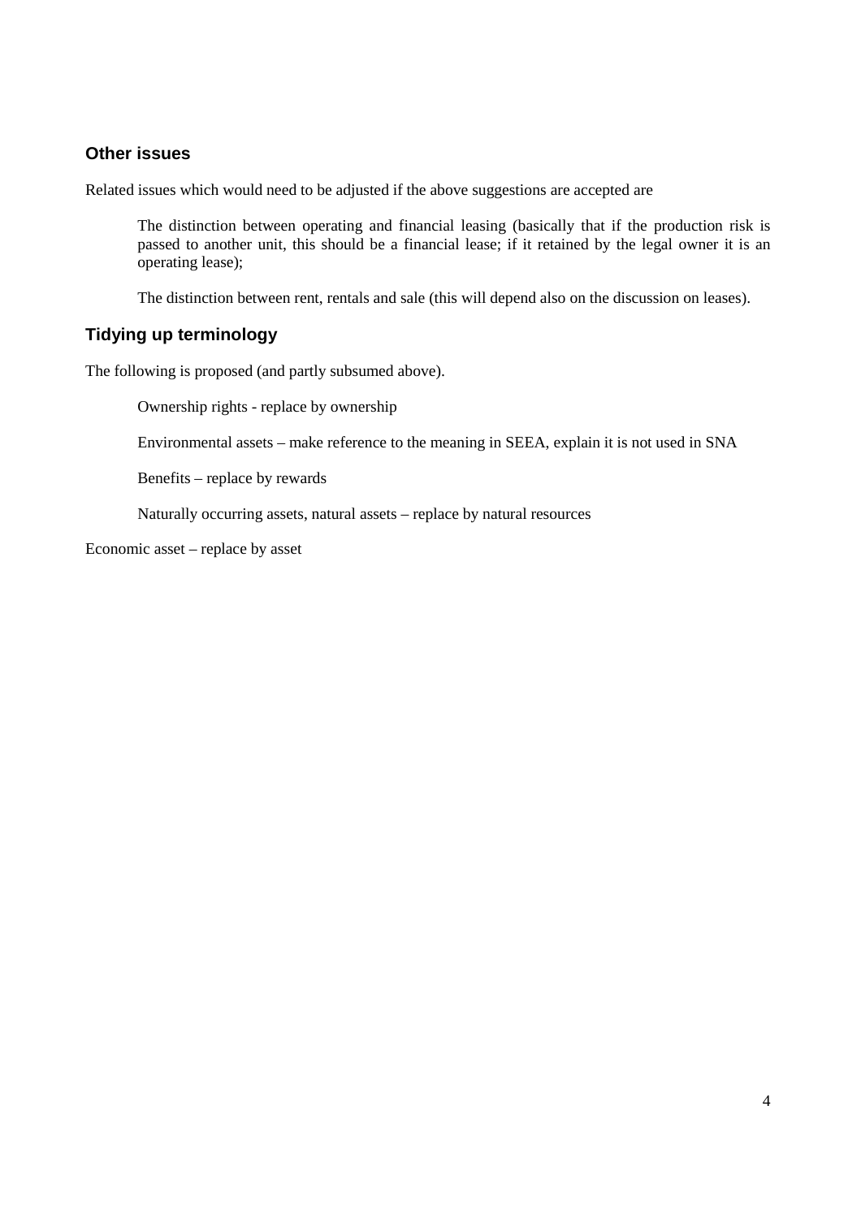## Other issues

Related issues which would need to be adjusted if the above suggestions are accepted are

> The distinction between operating and financial leasing (basically that if the production risk is passed to another unit, this should be a financial lease; if it retained by the legal owner it is an operating lease);
>
> The distinction between rent, rentals and sale (this will depend also on the discussion on leases).

## Tidying up terminology

The following is proposed (and partly subsumed above).

> Ownership rights - replace by ownership
>
> Environmental assets – make reference to the meaning in SEEA, explain it is not used in SNA
>
> Benefits – replace by rewards
>
> Naturally occurring assets, natural assets – replace by natural resources

Economic asset – replace by asset